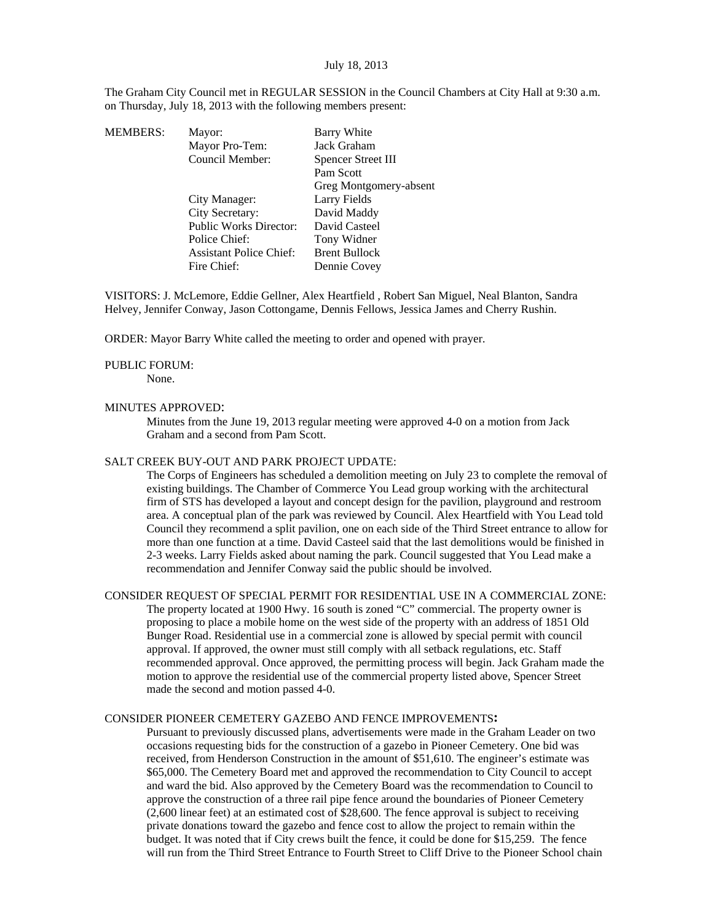July 18, 2013

The Graham City Council met in REGULAR SESSION in the Council Chambers at City Hall at 9:30 a.m. on Thursday, July 18, 2013 with the following members present:

| MEMBERS: | | |
|---|---|---|
| | Mayor: | Barry White |
| | Mayor Pro-Tem: | Jack Graham |
| | Council Member: | Spencer Street III |
| | | Pam Scott |
| | | Greg Montgomery-absent |
| | City Manager: | Larry Fields |
| | City Secretary: | David Maddy |
| | Public Works Director: | David Casteel |
| | Police Chief: | Tony Widner |
| | Assistant Police Chief: | Brent Bullock |
| | Fire Chief: | Dennie Covey |

VISITORS: J. McLemore, Eddie Gellner, Alex Heartfield , Robert San Miguel, Neal Blanton, Sandra Helvey, Jennifer Conway, Jason Cottongame, Dennis Fellows, Jessica James and Cherry Rushin.

ORDER: Mayor Barry White called the meeting to order and opened with prayer.

PUBLIC FORUM:

None.

MINUTES APPROVED:

Minutes from the June 19, 2013 regular meeting were approved 4-0 on a motion from Jack Graham and a second from Pam Scott.

SALT CREEK BUY-OUT AND PARK PROJECT UPDATE:

The Corps of Engineers has scheduled a demolition meeting on July 23 to complete the removal of existing buildings. The Chamber of Commerce You Lead group working with the architectural firm of STS has developed a layout and concept design for the pavilion, playground and restroom area. A conceptual plan of the park was reviewed by Council. Alex Heartfield with You Lead told Council they recommend a split pavilion, one on each side of the Third Street entrance to allow for more than one function at a time. David Casteel said that the last demolitions would be finished in 2-3 weeks. Larry Fields asked about naming the park. Council suggested that You Lead make a recommendation and Jennifer Conway said the public should be involved.

CONSIDER REQUEST OF SPECIAL PERMIT FOR RESIDENTIAL USE IN A COMMERCIAL ZONE:

The property located at 1900 Hwy. 16 south is zoned "C" commercial. The property owner is proposing to place a mobile home on the west side of the property with an address of 1851 Old Bunger Road. Residential use in a commercial zone is allowed by special permit with council approval. If approved, the owner must still comply with all setback regulations, etc. Staff recommended approval. Once approved, the permitting process will begin. Jack Graham made the motion to approve the residential use of the commercial property listed above, Spencer Street made the second and motion passed 4-0.

CONSIDER PIONEER CEMETERY GAZEBO AND FENCE IMPROVEMENTS**:**

Pursuant to previously discussed plans, advertisements were made in the Graham Leader on two occasions requesting bids for the construction of a gazebo in Pioneer Cemetery. One bid was received, from Henderson Construction in the amount of $51,610. The engineer's estimate was $65,000. The Cemetery Board met and approved the recommendation to City Council to accept and ward the bid. Also approved by the Cemetery Board was the recommendation to Council to approve the construction of a three rail pipe fence around the boundaries of Pioneer Cemetery (2,600 linear feet) at an estimated cost of $28,600. The fence approval is subject to receiving private donations toward the gazebo and fence cost to allow the project to remain within the budget. It was noted that if City crews built the fence, it could be done for $15,259. The fence will run from the Third Street Entrance to Fourth Street to Cliff Drive to the Pioneer School chain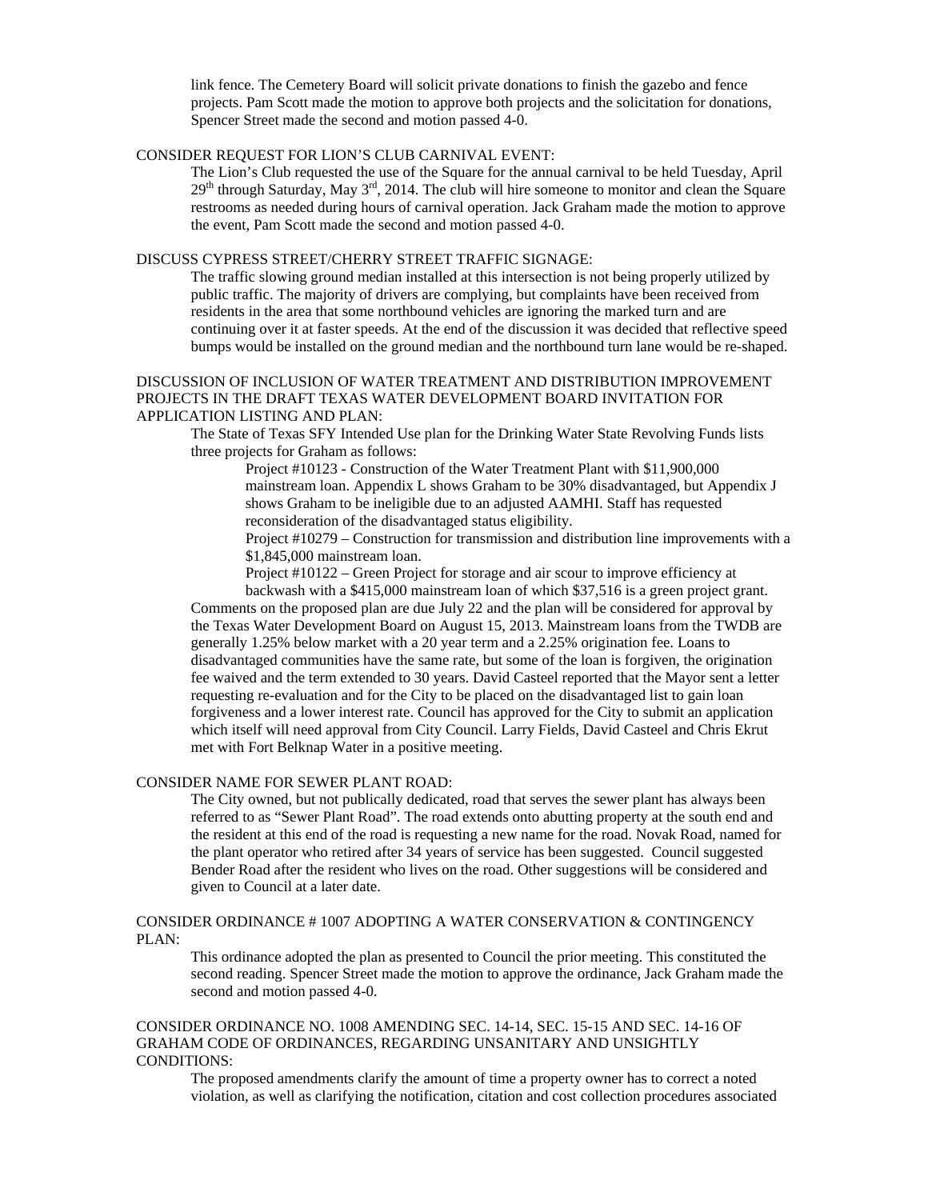link fence. The Cemetery Board will solicit private donations to finish the gazebo and fence projects. Pam Scott made the motion to approve both projects and the solicitation for donations, Spencer Street made the second and motion passed 4-0.

CONSIDER REQUEST FOR LION'S CLUB CARNIVAL EVENT:

The Lion's Club requested the use of the Square for the annual carnival to be held Tuesday, April 29th through Saturday, May 3rd, 2014. The club will hire someone to monitor and clean the Square restrooms as needed during hours of carnival operation. Jack Graham made the motion to approve the event, Pam Scott made the second and motion passed 4-0.

DISCUSS CYPRESS STREET/CHERRY STREET TRAFFIC SIGNAGE:

The traffic slowing ground median installed at this intersection is not being properly utilized by public traffic. The majority of drivers are complying, but complaints have been received from residents in the area that some northbound vehicles are ignoring the marked turn and are continuing over it at faster speeds. At the end of the discussion it was decided that reflective speed bumps would be installed on the ground median and the northbound turn lane would be re-shaped.

DISCUSSION OF INCLUSION OF WATER TREATMENT AND DISTRIBUTION IMPROVEMENT PROJECTS IN THE DRAFT TEXAS WATER DEVELOPMENT BOARD INVITATION FOR APPLICATION LISTING AND PLAN:

The State of Texas SFY Intended Use plan for the Drinking Water State Revolving Funds lists three projects for Graham as follows:

Project #10123 - Construction of the Water Treatment Plant with $11,900,000 mainstream loan. Appendix L shows Graham to be 30% disadvantaged, but Appendix J shows Graham to be ineligible due to an adjusted AAMHI. Staff has requested reconsideration of the disadvantaged status eligibility.

Project #10279 – Construction for transmission and distribution line improvements with a $1,845,000 mainstream loan.

Project #10122 – Green Project for storage and air scour to improve efficiency at backwash with a $415,000 mainstream loan of which $37,516 is a green project grant.

Comments on the proposed plan are due July 22 and the plan will be considered for approval by the Texas Water Development Board on August 15, 2013. Mainstream loans from the TWDB are generally 1.25% below market with a 20 year term and a 2.25% origination fee. Loans to disadvantaged communities have the same rate, but some of the loan is forgiven, the origination fee waived and the term extended to 30 years. David Casteel reported that the Mayor sent a letter requesting re-evaluation and for the City to be placed on the disadvantaged list to gain loan forgiveness and a lower interest rate. Council has approved for the City to submit an application which itself will need approval from City Council. Larry Fields, David Casteel and Chris Ekrut met with Fort Belknap Water in a positive meeting.

CONSIDER NAME FOR SEWER PLANT ROAD:

The City owned, but not publically dedicated, road that serves the sewer plant has always been referred to as "Sewer Plant Road". The road extends onto abutting property at the south end and the resident at this end of the road is requesting a new name for the road. Novak Road, named for the plant operator who retired after 34 years of service has been suggested. Council suggested Bender Road after the resident who lives on the road. Other suggestions will be considered and given to Council at a later date.

CONSIDER ORDINANCE # 1007 ADOPTING A WATER CONSERVATION & CONTINGENCY PLAN:

This ordinance adopted the plan as presented to Council the prior meeting. This constituted the second reading. Spencer Street made the motion to approve the ordinance, Jack Graham made the second and motion passed 4-0.

CONSIDER ORDINANCE NO. 1008 AMENDING SEC. 14-14, SEC. 15-15 AND SEC. 14-16 OF GRAHAM CODE OF ORDINANCES, REGARDING UNSANITARY AND UNSIGHTLY CONDITIONS:

The proposed amendments clarify the amount of time a property owner has to correct a noted violation, as well as clarifying the notification, citation and cost collection procedures associated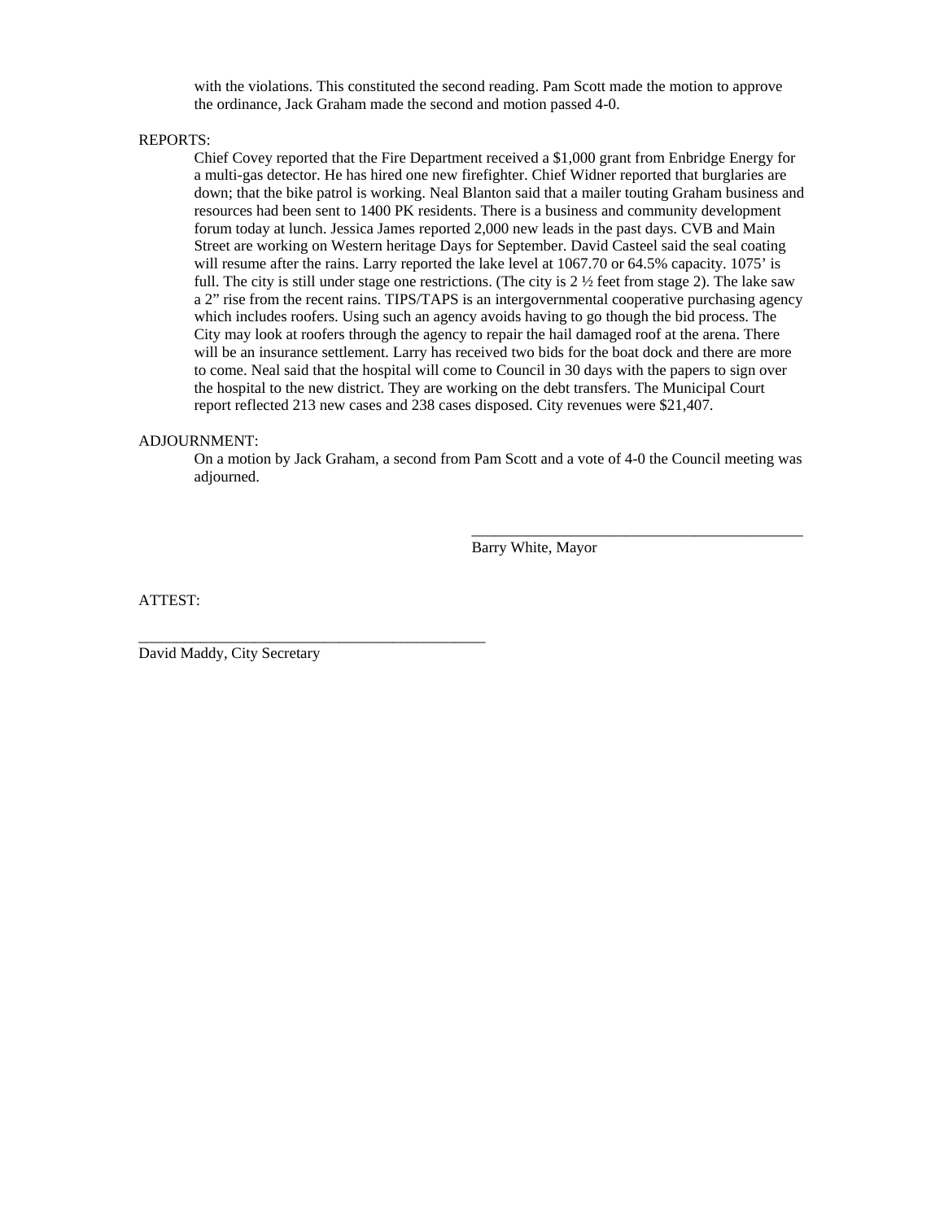with the violations. This constituted the second reading. Pam Scott made the motion to approve the ordinance, Jack Graham made the second and motion passed 4-0.

REPORTS:

Chief Covey reported that the Fire Department received a $1,000 grant from Enbridge Energy for a multi-gas detector. He has hired one new firefighter. Chief Widner reported that burglaries are down; that the bike patrol is working. Neal Blanton said that a mailer touting Graham business and resources had been sent to 1400 PK residents. There is a business and community development forum today at lunch. Jessica James reported 2,000 new leads in the past days. CVB and Main Street are working on Western heritage Days for September. David Casteel said the seal coating will resume after the rains. Larry reported the lake level at 1067.70 or 64.5% capacity. 1075' is full. The city is still under stage one restrictions. (The city is 2 ½ feet from stage 2). The lake saw a 2" rise from the recent rains. TIPS/TAPS is an intergovernmental cooperative purchasing agency which includes roofers. Using such an agency avoids having to go though the bid process. The City may look at roofers through the agency to repair the hail damaged roof at the arena. There will be an insurance settlement. Larry has received two bids for the boat dock and there are more to come. Neal said that the hospital will come to Council in 30 days with the papers to sign over the hospital to the new district. They are working on the debt transfers. The Municipal Court report reflected 213 new cases and 238 cases disposed. City revenues were $21,407.

ADJOURNMENT:

On a motion by Jack Graham, a second from Pam Scott and a vote of 4-0 the Council meeting was adjourned.

\_\_\_\_\_\_\_\_\_\_\_\_\_\_\_\_\_\_\_\_\_\_\_\_\_\_\_\_\_\_\_\_\_\_\_\_\_\_\_\_\_\_\_\_
Barry White, Mayor

ATTEST:

\_\_\_\_\_\_\_\_\_\_\_\_\_\_\_\_\_\_\_\_\_\_\_\_\_\_\_\_\_\_\_\_\_\_\_\_\_\_\_\_\_\_\_\_
David Maddy, City Secretary